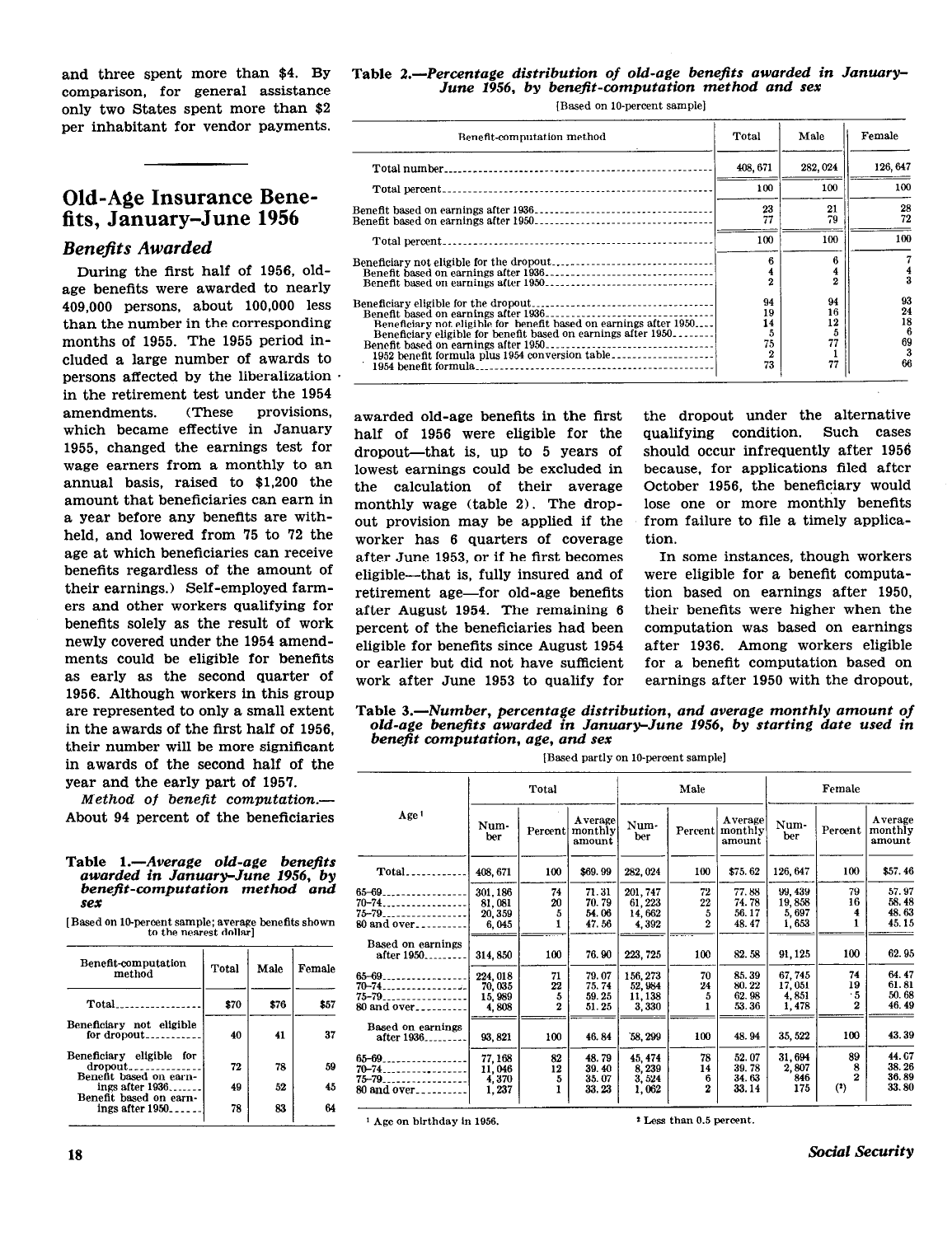and three spent more than $4. By comparison, for general assistance only two States spent more than $2 per inhabitant for vendor payments.

## Old-Age Insurance Benefits, January–June 1956

### Benefits Awarded

During the first half of 1956, old-age benefits were awarded to nearly 409,000 persons, about 100,000 less than the number in the corresponding months of 1955. The 1955 period included a large number of awards to persons affected by the liberalization in the retirement test under the 1954 amendments. (These provisions, which became effective in January 1955, changed the earnings test for wage earners from a monthly to an annual basis, raised to $1,200 the amount that beneficiaries can earn in a year before any benefits are withheld, and lowered from 75 to 72 the age at which beneficiaries can receive benefits regardless of the amount of their earnings.) Self-employed farmers and other workers qualifying for benefits solely as the result of work newly covered under the 1954 amendments could be eligible for benefits as early as the second quarter of 1956. Although workers in this group are represented to only a small extent in the awards of the first half of 1956, their number will be more significant in awards of the second half of the year and the early part of 1957.

*Method of benefit computation.*—About 94 percent of the beneficiaries awarded old-age benefits in the first half of 1956 were eligible for the dropout—that is, up to 5 years of lowest earnings could be excluded in the calculation of their average monthly wage (table 2). The dropout provision may be applied if the worker has 6 quarters of coverage after June 1953, or if he first becomes eligible—that is, fully insured and of retirement age—for old-age benefits after August 1954. The remaining 6 percent of the beneficiaries had been eligible for benefits since August 1954 or earlier but did not have sufficient work after June 1953 to qualify for the dropout under the alternative qualifying condition. Such cases should occur infrequently after 1956 because, for applications filed after October 1956, the beneficiary would lose one or more monthly benefits from failure to file a timely application.

In some instances, though workers were eligible for a benefit computation based on earnings after 1950, their benefits were higher when the computation was based on earnings after 1936. Among workers eligible for a benefit computation based on earnings after 1950 with the dropout,

**Table 1.—*Average old-age benefits awarded in January–June 1956, by benefit-computation method and sex***

[Based on 10-percent sample; average benefits shown to the nearest dollar]

| Benefit-computation method | Total | Male | Female |
|---|---|---|---|
| Total | $70 | $76 | $57 |
| Beneficiary not eligible for dropout | 40 | 41 | 37 |
| Beneficiary eligible for dropout | 72 | 78 | 59 |
| Benefit based on earnings after 1936 | 49 | 52 | 45 |
| Benefit based on earnings after 1950 | 78 | 83 | 64 |

**Table 2.—*Percentage distribution of old-age benefits awarded in January–June 1956, by benefit-computation method and sex***

[Based on 10-percent sample]

| Benefit-computation method | Total | Male | Female |
|---|---|---|---|
| Total number | 408,671 | 282,024 | 126,647 |
| Total percent | 100 | 100 | 100 |
| Benefit based on earnings after 1936 | 23 | 21 | 28 |
| Benefit based on earnings after 1950 | 77 | 79 | 72 |
| Total percent | 100 | 100 | 100 |
| Beneficiary not eligible for the dropout | 6 | 6 | 7 |
| Benefit based on earnings after 1936 | 4 | 4 | 4 |
| Benefit based on earnings after 1950 | 2 | 2 | 3 |
| Beneficiary eligible for the dropout | 94 | 94 | 93 |
| Benefit based on earnings after 1936 | 19 | 16 | 24 |
| Beneficiary not eligible for benefit based on earnings after 1950 | 14 | 12 | 18 |
| Beneficiary eligible for benefit based on earnings after 1950 | 5 | 5 | 6 |
| Benefit based on earnings after 1950 | 75 | 77 | 69 |
| 1952 benefit formula plus 1954 conversion table | 2 | 1 | 3 |
| 1954 benefit formula | 73 | 77 | 66 |

**Table 3.—*Number, percentage distribution, and average monthly amount of old-age benefits awarded in January–June 1956, by starting date used in benefit computation, age, and sex***

[Based partly on 10-percent sample]

| Age [1] | Total | | | Male | | | Female | | |
|---|---|---|---|---|---|---|---|---|---|
| | Number | Percent | Average monthly amount | Number | Percent | Average monthly amount | Number | Percent | Average monthly amount |
| Total | 408,671 | 100 | $69.99 | 282,024 | 100 | $75.62 | 126,647 | 100 | $57.46 |
| 65–69 | 301,186 | 74 | 71.31 | 201,747 | 72 | 77.88 | 99,439 | 79 | 57.97 |
| 70–74 | 81,081 | 20 | 70.79 | 61,223 | 22 | 74.78 | 19,858 | 16 | 58.48 |
| 75–79 | 20,359 | 5 | 54.06 | 14,662 | 5 | 56.17 | 5,697 | 4 | 48.63 |
| 80 and over | 6,045 | 1 | 47.56 | 4,392 | 2 | 48.47 | 1,653 | 1 | 45.15 |
| Based on earnings after 1950 | 314,850 | 100 | 76.90 | 223,725 | 100 | 82.58 | 91,125 | 100 | 62.95 |
| 65–69 | 224,018 | 71 | 79.07 | 156,273 | 70 | 85.39 | 67,745 | 74 | 64.47 |
| 70–74 | 70,035 | 22 | 75.74 | 52,984 | 24 | 80.22 | 17,051 | 19 | 61.81 |
| 75–79 | 15,989 | 5 | 59.25 | 11,138 | 5 | 62.98 | 4,851 | 5 | 50.68 |
| 80 and over | 4,808 | 2 | 51.25 | 3,330 | 1 | 53.36 | 1,478 | 2 | 46.49 |
| Based on earnings after 1936 | 93,821 | 100 | 46.84 | 58,299 | 100 | 48.94 | 35,522 | 100 | 43.39 |
| 65–69 | 77,168 | 82 | 48.79 | 45,474 | 78 | 52.07 | 31,694 | 89 | 44.07 |
| 70–74 | 11,046 | 12 | 39.40 | 8,239 | 14 | 39.78 | 2,807 | 8 | 38.26 |
| 75–79 | 4,370 | 5 | 35.07 | 3,524 | 6 | 34.63 | 846 | 2 | 36.89 |
| 80 and over | 1,237 | 1 | 33.23 | 1,062 | 2 | 33.14 | 175 | (2) | 33.80 |

[1] Age on birthday in 1956.

[2] Less than 0.5 percent.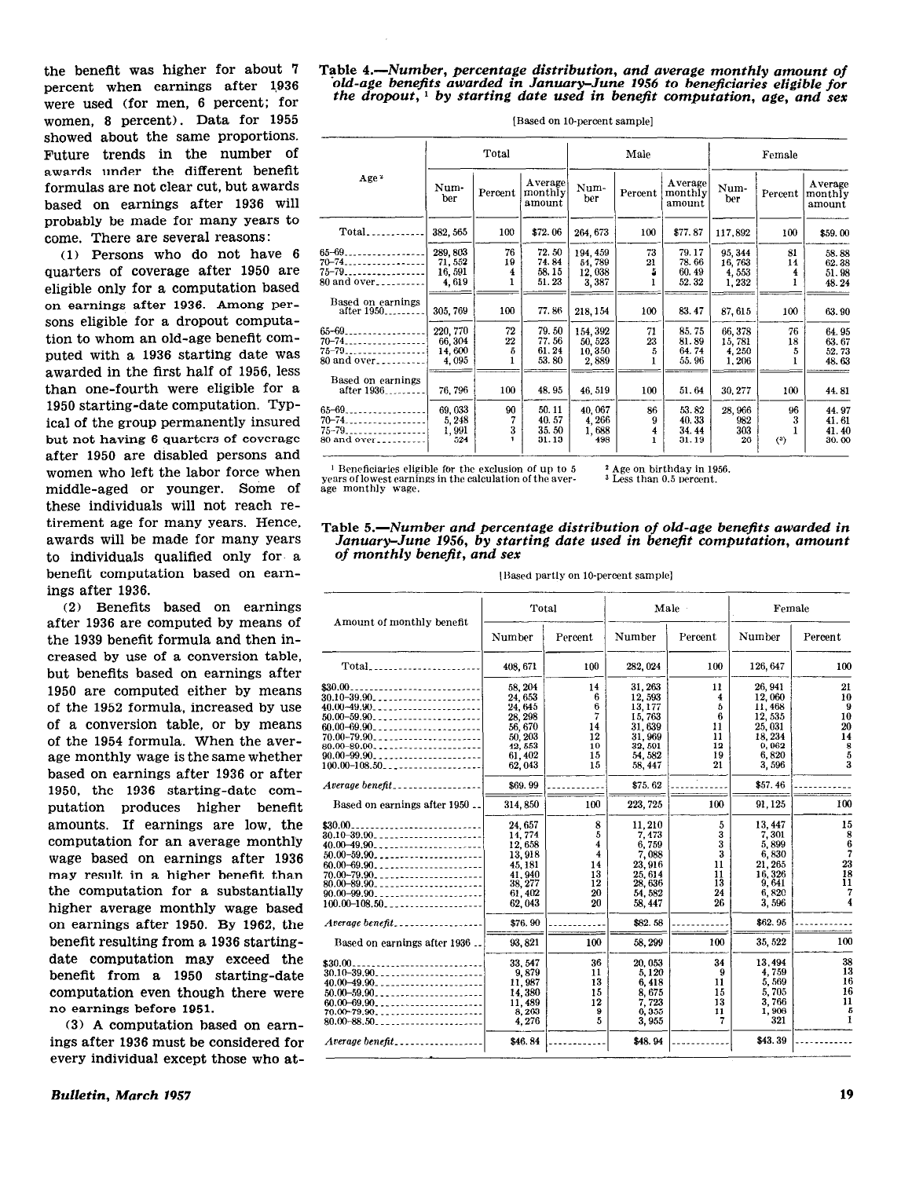the benefit was higher for about 7 percent when earnings after 1936 were used (for men, 6 percent; for women, 8 percent). Data for 1955 showed about the same proportions. Future trends in the number of awards under the different benefit formulas are not clear cut, but awards based on earnings after 1936 will probably be made for many years to come. There are several reasons:

(1) Persons who do not have 6 quarters of coverage after 1950 are eligible only for a computation based on earnings after 1936. Among persons eligible for a dropout computation to whom an old-age benefit computed with a 1936 starting date was awarded in the first half of 1956, less than one-fourth were eligible for a 1950 starting-date computation. Typical of the group permanently insured but not having 6 quarters of coverage after 1950 are disabled persons and women who left the labor force when middle-aged or younger. Some of these individuals will not reach retirement age for many years. Hence, awards will be made for many years to individuals qualified only for a benefit computation based on earnings after 1936.

(2) Benefits based on earnings after 1936 are computed by means of the 1939 benefit formula and then increased by use of a conversion table, but benefits based on earnings after 1950 are computed either by means of the 1952 formula, increased by use of a conversion table, or by means of the 1954 formula. When the average monthly wage is the same whether based on earnings after 1936 or after 1950, the 1936 starting-date computation produces higher benefit amounts. If earnings are low, the computation for an average monthly wage based on earnings after 1936 may result in a higher benefit than the computation for a substantially higher average monthly wage based on earnings after 1950. By 1962, the benefit resulting from a 1936 starting-date computation may exceed the benefit from a 1950 starting-date computation even though there were no earnings before 1951.

(3) A computation based on earnings after 1936 must be considered for every individual except those who at-

**Table 4.—*Number, percentage distribution, and average monthly amount of old-age benefits awarded in January–June 1956 to beneficiaries eligible for the dropout,*[1] *by starting date used in benefit computation, age, and sex***

[Based on 10-percent sample]

| Age[2] | Total | | | Male | | | Female | | |
|---|---|---|---|---|---|---|---|---|---|
| | Number | Percent | Average monthly amount | Number | Percent | Average monthly amount | Number | Percent | Average monthly amount |
| Total | 382,565 | 100 | $72.06 | 264,673 | 100 | $77.87 | 117,892 | 100 | $59.00 |
| 65–69 | 289,803 | 76 | 72.50 | 194,459 | 73 | 79.17 | 95,344 | 81 | 58.88 |
| 70–74 | 71,552 | 19 | 74.84 | 54,789 | 21 | 78.66 | 16,763 | 14 | 62.38 |
| 75–79 | 16,591 | 4 | 58.15 | 12,038 | 5 | 60.49 | 4,553 | 4 | 51.98 |
| 80 and over | 4,619 | 1 | 51.23 | 3,387 | 1 | 52.32 | 1,232 | 1 | 48.24 |
| Based on earnings after 1950 | 305,769 | 100 | 77.86 | 218,154 | 100 | 83.47 | 87,615 | 100 | 63.90 |
| 65–69 | 220,770 | 72 | 79.50 | 154,392 | 71 | 85.75 | 66,378 | 76 | 64.95 |
| 70–74 | 66,304 | 22 | 77.56 | 50,523 | 23 | 81.89 | 15,781 | 18 | 63.67 |
| 75–79 | 14,600 | 5 | 61.24 | 10,350 | 5 | 64.74 | 4,250 | 5 | 52.73 |
| 80 and over | 4,095 | 1 | 53.80 | 2,889 | 1 | 55.96 | 1,206 | 1 | 48.63 |
| Based on earnings after 1936 | 76,796 | 100 | 48.95 | 46,519 | 100 | 51.64 | 30,277 | 100 | 44.81 |
| 65–69 | 69,033 | 90 | 50.11 | 40,067 | 86 | 53.82 | 28,966 | 96 | 44.97 |
| 70–74 | 5,248 | 7 | 40.57 | 4,266 | 9 | 40.33 | 982 | 3 | 41.61 |
| 75–79 | 1,991 | 3 | 35.50 | 1,688 | 4 | 34.44 | 303 | 1 | 41.40 |
| 80 and over | 524 | 1 | 31.13 | 498 | 1 | 31.19 | 26 | (3) | 30.00 |

[1] Beneficiaries eligible for the exclusion of up to 5 years of lowest earnings in the calculation of the average monthly wage.
[2] Age on birthday in 1956.
[3] Less than 0.5 percent.

**Table 5.—*Number and percentage distribution of old-age benefits awarded in January–June 1956, by starting date used in benefit computation, amount of monthly benefit, and sex***

[Based partly on 10-percent sample]

| Amount of monthly benefit | Total | | Male | | Female | |
|---|---|---|---|---|---|---|
| | Number | Percent | Number | Percent | Number | Percent |
| Total | 408,671 | 100 | 282,024 | 100 | 126,647 | 100 |
| $30.00 | 58,204 | 14 | 31,263 | 11 | 26,941 | 21 |
| 30.10–39.90 | 24,653 | 6 | 12,593 | 4 | 12,060 | 10 |
| 40.00–49.90 | 24,645 | 6 | 13,177 | 5 | 11,468 | 9 |
| 50.00–59.90 | 28,298 | 7 | 15,763 | 6 | 12,535 | 10 |
| 60.00–69.90 | 56,670 | 14 | 31,639 | 11 | 25,031 | 20 |
| 70.00–79.90 | 50,203 | 12 | 31,969 | 11 | 18,234 | 14 |
| 80.00–89.90 | 42,553 | 10 | 32,591 | 12 | 9,962 | 8 |
| 90.00–99.90 | 61,402 | 15 | 54,582 | 19 | 6,820 | 5 |
| 100.00–108.50 | 62,043 | 15 | 58,447 | 21 | 3,596 | 3 |
| *Average benefit* | $69.99 | | $75.62 | | $57.46 | |
| Based on earnings after 1950 | 314,850 | 100 | 223,725 | 100 | 91,125 | 100 |
| $30.00 | 24,657 | 8 | 11,210 | 5 | 13,447 | 15 |
| 30.10–39.90 | 14,774 | 5 | 7,473 | 3 | 7,301 | 8 |
| 40.00–49.90 | 12,658 | 4 | 6,759 | 3 | 5,899 | 6 |
| 50.00–59.90 | 13,918 | 4 | 7,088 | 3 | 6,830 | 7 |
| 60.00–69.90 | 45,181 | 14 | 23,916 | 11 | 21,265 | 23 |
| 70.00–79.90 | 41,940 | 13 | 25,614 | 11 | 16,326 | 18 |
| 80.00–89.90 | 38,277 | 12 | 28,636 | 13 | 9,641 | 11 |
| 90.00–99.90 | 61,402 | 20 | 54,582 | 24 | 6,820 | 7 |
| 100.00–108.50 | 62,043 | 20 | 58,447 | 26 | 3,596 | 4 |
| *Average benefit* | $76.90 | | $82.58 | | $62.95 | |
| Based on earnings after 1936 | 93,821 | 100 | 58,299 | 100 | 35,522 | 100 |
| $30.00 | 33,547 | 36 | 20,053 | 34 | 13,494 | 38 |
| 30.10–39.90 | 9,879 | 11 | 5,120 | 9 | 4,759 | 13 |
| 40.00–49.90 | 11,987 | 13 | 6,418 | 11 | 5,569 | 16 |
| 50.00–59.90 | 14,380 | 15 | 8,675 | 15 | 5,705 | 16 |
| 60.00–69.90 | 11,489 | 12 | 7,723 | 13 | 3,766 | 11 |
| 70.00–79.90 | 8,263 | 9 | 6,355 | 11 | 1,908 | 5 |
| 80.00–88.50 | 4,276 | 5 | 3,955 | 7 | 321 | 1 |
| *Average benefit* | $46.84 | | $48.94 | | $43.39 | |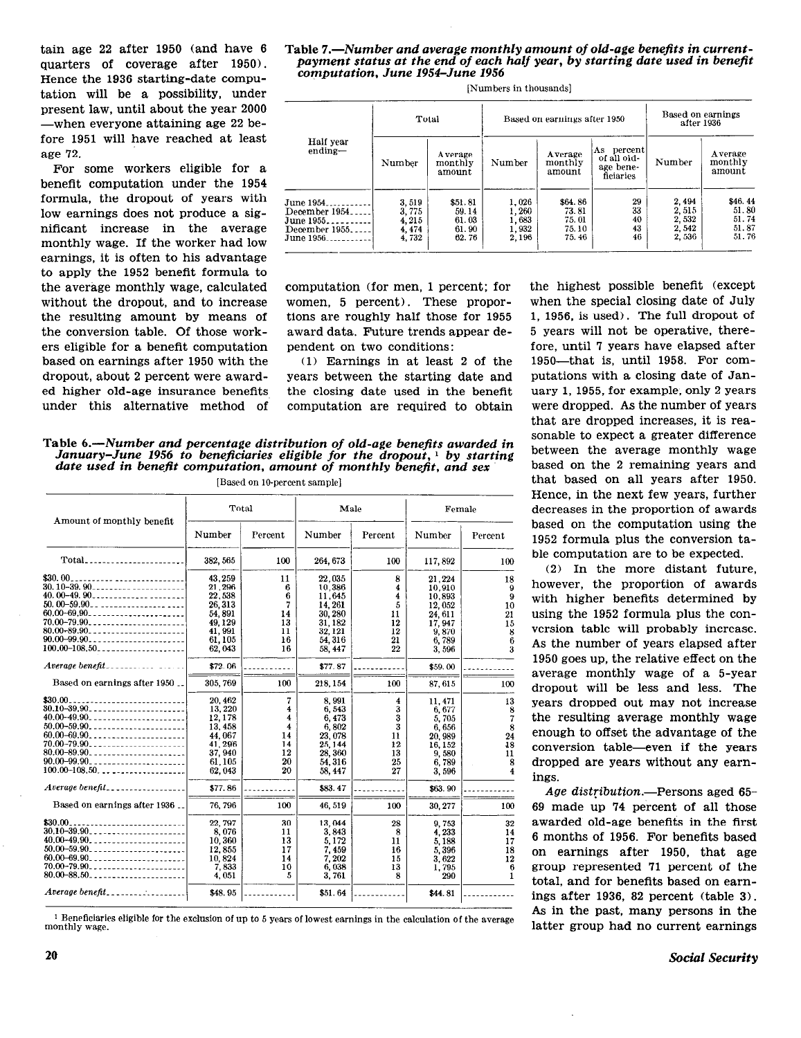tain age 22 after 1950 (and have 6 quarters of coverage after 1950). Hence the 1936 starting-date computation will be a possibility, under present law, until about the year 2000—when everyone attaining age 22 before 1951 will have reached at least age 72.

For some workers eligible for a benefit computation under the 1954 formula, the dropout of years with low earnings does not produce a significant increase in the average monthly wage. If the worker had low earnings, it is often to his advantage to apply the 1952 benefit formula to the average monthly wage, calculated without the dropout, and to increase the resulting amount by means of the conversion table. Of those workers eligible for a benefit computation based on earnings after 1950 with the dropout, about 2 percent were awarded higher old-age insurance benefits under this alternative method of computation (for men, 1 percent; for women, 5 percent). These proportions are roughly half those for 1955 award data. Future trends appear dependent on two conditions:

(1) Earnings in at least 2 of the years between the starting date and the closing date used in the benefit computation are required to obtain the highest possible benefit (except when the special closing date of July 1, 1956, is used). The full dropout of 5 years will not be operative, therefore, until 7 years have elapsed after 1950—that is, until 1958. For computations with a closing date of January 1, 1955, for example, only 2 years were dropped. As the number of years that are dropped increases, it is reasonable to expect a greater difference between the average monthly wage based on the 2 remaining years and that based on all years after 1950. Hence, in the next few years, further decreases in the proportion of awards based on the computation using the 1952 formula plus the conversion table computation are to be expected.

(2) In the more distant future, however, the proportion of awards with higher benefits determined by using the 1952 formula plus the conversion table will probably increase. As the number of years elapsed after 1950 goes up, the relative effect on the average monthly wage of a 5-year dropout will be less and less. The years dropped out may not increase the resulting average monthly wage enough to offset the advantage of the conversion table—even if the years dropped are years without any earnings.

*Age distribution.*—Persons aged 65–69 made up 74 percent of all those awarded old-age benefits in the first 6 months of 1956. For benefits based on earnings after 1950, that age group represented 71 percent of the total, and for benefits based on earnings after 1936, 82 percent (table 3). As in the past, many persons in the latter group had no current earnings

**Table 7.—*Number and average monthly amount of old-age benefits in current-payment status at the end of each half year, by starting date used in benefit computation, June 1954–June 1956***

[Numbers in thousands]

| Half year ending— | Total | | Based on earnings after 1950 | | | Based on earnings after 1936 | |
|---|---|---|---|---|---|---|---|
| | Number | Average monthly amount | Number | Average monthly amount | As percent of all old-age beneficiaries | Number | Average monthly amount |
| June 1954 | 3,519 | $51.81 | 1,026 | $64.86 | 29 | 2,494 | $46.44 |
| December 1954 | 3,775 | 59.14 | 1,260 | 73.81 | 33 | 2,515 | 51.80 |
| June 1955 | 4,215 | 61.03 | 1,683 | 75.01 | 40 | 2,532 | 51.74 |
| December 1955 | 4,474 | 61.90 | 1,932 | 75.10 | 43 | 2,542 | 51.87 |
| June 1956 | 4,732 | 62.76 | 2,196 | 75.46 | 46 | 2,536 | 51.76 |

**Table 6.—*Number and percentage distribution of old-age benefits awarded in January–June 1956 to beneficiaries eligible for the dropout,[1] by starting date used in benefit computation, amount of monthly benefit, and sex***

[Based on 10-percent sample]

| Amount of monthly benefit | Total | | Male | | Female | |
|---|---|---|---|---|---|---|
| | Number | Percent | Number | Percent | Number | Percent |
| Total | 382,565 | 100 | 264,673 | 100 | 117,892 | 100 |
| $30.00 | 43,259 | 11 | 22,035 | 8 | 21,224 | 18 |
| 30.10–39.90 | 21,296 | 6 | 10,386 | 4 | 10,910 | 9 |
| 40.00–49.90 | 22,538 | 6 | 11,645 | 4 | 10,893 | 9 |
| 50.00–59.90 | 26,313 | 7 | 14,261 | 5 | 12,052 | 10 |
| 60.00–69.90 | 54,891 | 14 | 30,280 | 11 | 24,611 | 21 |
| 70.00–79.90 | 49,129 | 13 | 31,182 | 12 | 17,947 | 15 |
| 80.00–89.90 | 41,991 | 11 | 32,121 | 12 | 9,870 | 8 |
| 90.00–99.90 | 61,105 | 16 | 54,316 | 21 | 6,789 | 6 |
| 100.00–108.50 | 62,043 | 16 | 58,447 | 22 | 3,596 | 3 |
| *Average benefit* | $72.06 | | $77.87 | | $59.00 | |
| Based on earnings after 1950 | 305,769 | 100 | 218,154 | 100 | 87,615 | 100 |
| $30.00 | 20,462 | 7 | 8,991 | 4 | 11,471 | 13 |
| 30.10–39.90 | 13,220 | 4 | 6,543 | 3 | 6,677 | 8 |
| 40.00–49.90 | 12,178 | 4 | 6,473 | 3 | 5,705 | 7 |
| 50.00–59.90 | 13,458 | 4 | 6,802 | 3 | 6,656 | 8 |
| 60.00–69.90 | 44,067 | 14 | 23,078 | 11 | 20,989 | 24 |
| 70.00–79.90 | 41,296 | 14 | 25,144 | 12 | 16,152 | 18 |
| 80.00–89.90 | 37,940 | 12 | 28,360 | 13 | 9,580 | 11 |
| 90.00–99.90 | 61,105 | 20 | 54,316 | 25 | 6,789 | 8 |
| 100.00–108.50 | 62,043 | 20 | 58,447 | 27 | 3,596 | 4 |
| *Average benefit* | $77.86 | | $83.47 | | $63.90 | |
| Based on earnings after 1936 | 76,796 | 100 | 46,519 | 100 | 30,277 | 100 |
| $30.00 | 22,797 | 30 | 13,044 | 28 | 9,753 | 32 |
| 30.10–39.90 | 8,076 | 11 | 3,843 | 8 | 4,233 | 14 |
| 40.00–49.90 | 10,360 | 13 | 5,172 | 11 | 5,188 | 17 |
| 50.00–59.90 | 12,855 | 17 | 7,459 | 16 | 5,396 | 18 |
| 60.00–69.90 | 10,824 | 14 | 7,202 | 15 | 3,622 | 12 |
| 70.00–79.90 | 7,833 | 10 | 6,038 | 13 | 1,795 | 6 |
| 80.00–88.50 | 4,051 | 5 | 3,761 | 8 | 290 | 1 |
| *Average benefit* | $48.95 | | $51.64 | | $44.81 | |

[1] Beneficiaries eligible for the exclusion of up to 5 years of lowest earnings in the calculation of the average monthly wage.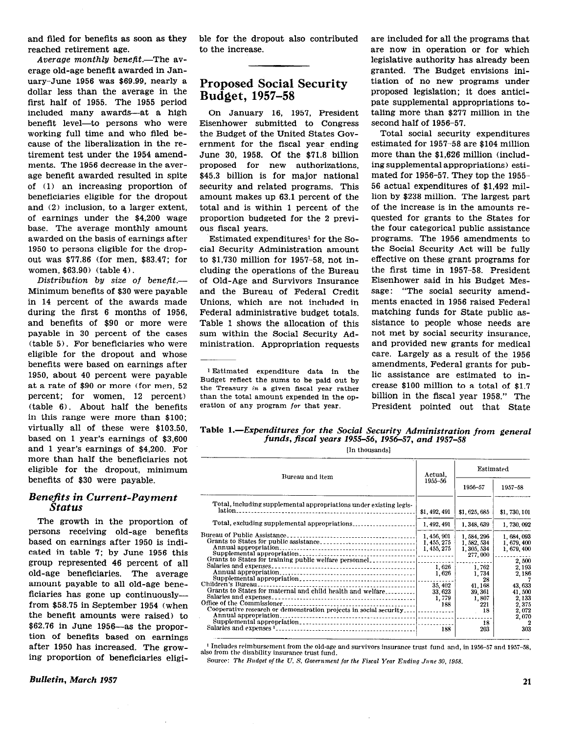and filed for benefits as soon as they reached retirement age.

*Average monthly benefit.*—The average old-age benefit awarded in January–June 1956 was $69.99, nearly a dollar less than the average in the first half of 1955. The 1955 period included many awards—at a high benefit level—to persons who were working full time and who filed because of the liberalization in the retirement test under the 1954 amendments. The 1956 decrease in the average benefit awarded resulted in spite of (1) an increasing proportion of beneficiaries eligible for the dropout and (2) inclusion, to a larger extent, of earnings under the $4,200 wage base. The average monthly amount awarded on the basis of earnings after 1950 to persons eligible for the dropout was $77.86 (for men, $83.47; for women, $63.90) (table 4).

*Distribution by size of benefit.*—Minimum benefits of $30 were payable in 14 percent of the awards made during the first 6 months of 1956, and benefits of $90 or more were payable in 30 percent of the cases (table 5). For beneficiaries who were eligible for the dropout and whose benefits were based on earnings after 1950, about 40 percent were payable at a rate of $90 or more (for men, 52 percent; for women, 12 percent) (table 6). About half the benefits in this range were more than $100; virtually all of these were $103.50, based on 1 year's earnings of $3,600 and 1 year's earnings of $4,200. For more than half the beneficiaries not eligible for the dropout, minimum benefits of $30 were payable.

### *Benefits in Current-Payment Status*

The growth in the proportion of persons receiving old-age benefits based on earnings after 1950 is indicated in table 7; by June 1956 this group represented 46 percent of all old-age beneficiaries. The average amount payable to all old-age beneficiaries has gone up continuously—from $58.75 in September 1954 (when the benefit amounts were raised) to $62.76 in June 1956—as the proportion of benefits based on earnings after 1950 has increased. The growing proportion of beneficiaries eligible for the dropout also contributed to the increase.

## Proposed Social Security Budget, 1957–58

On January 16, 1957, President Eisenhower submitted to Congress the Budget of the United States Government for the fiscal year ending June 30, 1958. Of the $71.8 billion proposed for new authorizations, $45.3 billion is for major national security and related programs. This amount makes up 63.1 percent of the total and is within 1 percent of the proportion budgeted for the 2 previous fiscal years.

Estimated expenditures[1] for the Social Security Administration amount to $1,730 million for 1957–58, not including the operations of the Bureau of Old-Age and Survivors Insurance and the Bureau of Federal Credit Unions, which are not included in Federal administrative budget totals. Table 1 shows the allocation of this sum within the Social Security Administration. Appropriation requests are included for all the programs that are now in operation or for which legislative authority has already been granted. The Budget envisions initiation of no new programs under proposed legislation; it does anticipate supplemental appropriations totaling more than $277 million in the second half of 1956–57.

Total social security expenditures estimated for 1957–58 are $104 million more than the $1,626 million (including supplemental appropriations) estimated for 1956–57. They top the 1955–56 actual expenditures of $1,492 million by $238 million. The largest part of the increase is in the amounts requested for grants to the States for the four categorical public assistance programs. The 1956 amendments to the Social Security Act will be fully effective on these grant programs for the first time in 1957–58. President Eisenhower said in his Budget Message: "The social security amendments enacted in 1956 raised Federal matching funds for State public assistance to people whose needs are not met by social security insurance, and provided new grants for medical care. Largely as a result of the 1956 amendments, Federal grants for public assistance are estimated to increase $100 million to a total of $1.7 billion in the fiscal year 1958." The President pointed out that State

[1] Estimated expenditure data in the Budget reflect the sums to be paid out by the Treasury *in* a given fiscal year rather than the total amount expended in the operation of any program *for* that year.

**Table 1.**—*Expenditures for the Social Security Administration from general funds, fiscal years 1955–56, 1956–57, and 1957–58*

[In thousands]

| Bureau and item | Actual, 1955–56 | Estimated | |
|---|---|---|---|
| | | 1956–57 | 1957–58 |
| Total, including supplemental appropriations under existing legislation | $1,492,491 | $1,625,685 | $1,730,101 |
| Total, excluding supplemental appropriations | 1,492,491 | 1,348,639 | 1,730,092 |
| Bureau of Public Assistance | 1,456,901 | 1,584,296 | 1,684,093 |
| Grants to States for public assistance | 1,455,275 | 1,582,534 | 1,679,400 |
| Annual appropriation | 1,455,275 | 1,305,534 | 1,679,400 |
| Supplemental appropriation | | 277,000 | |
| Grants to States for training public welfare personnel | | | 2,500 |
| Salaries and expenses | 1,626 | 1,762 | 2,193 |
| Annual appropriation | 1,626 | 1,734 | 2,186 |
| Supplemental appropriation | | 28 | 7 |
| Children's Bureau | 35,402 | 41,168 | 43,633 |
| Grants to States for maternal and child health and welfare | 33,623 | 39,361 | 41,500 |
| Salaries and expenses | 1,779 | 1,807 | 2,133 |
| Office of the Commissioner | 188 | 221 | 2,375 |
| Cooperative research or demonstration projects in social security | | 18 | 2,072 |
| Annual appropriation | | | 2,070 |
| Supplemental appropriation | | 18 | 2 |
| Salaries and expenses [1] | 188 | 203 | 303 |

[1] Includes reimbursement from the old-age and survivors insurance trust fund and, in 1956–57 and 1957–58, also from the disability insurance trust fund.

Source: *The Budget of the U. S. Government for the Fiscal Year Ending June 30, 1958.*